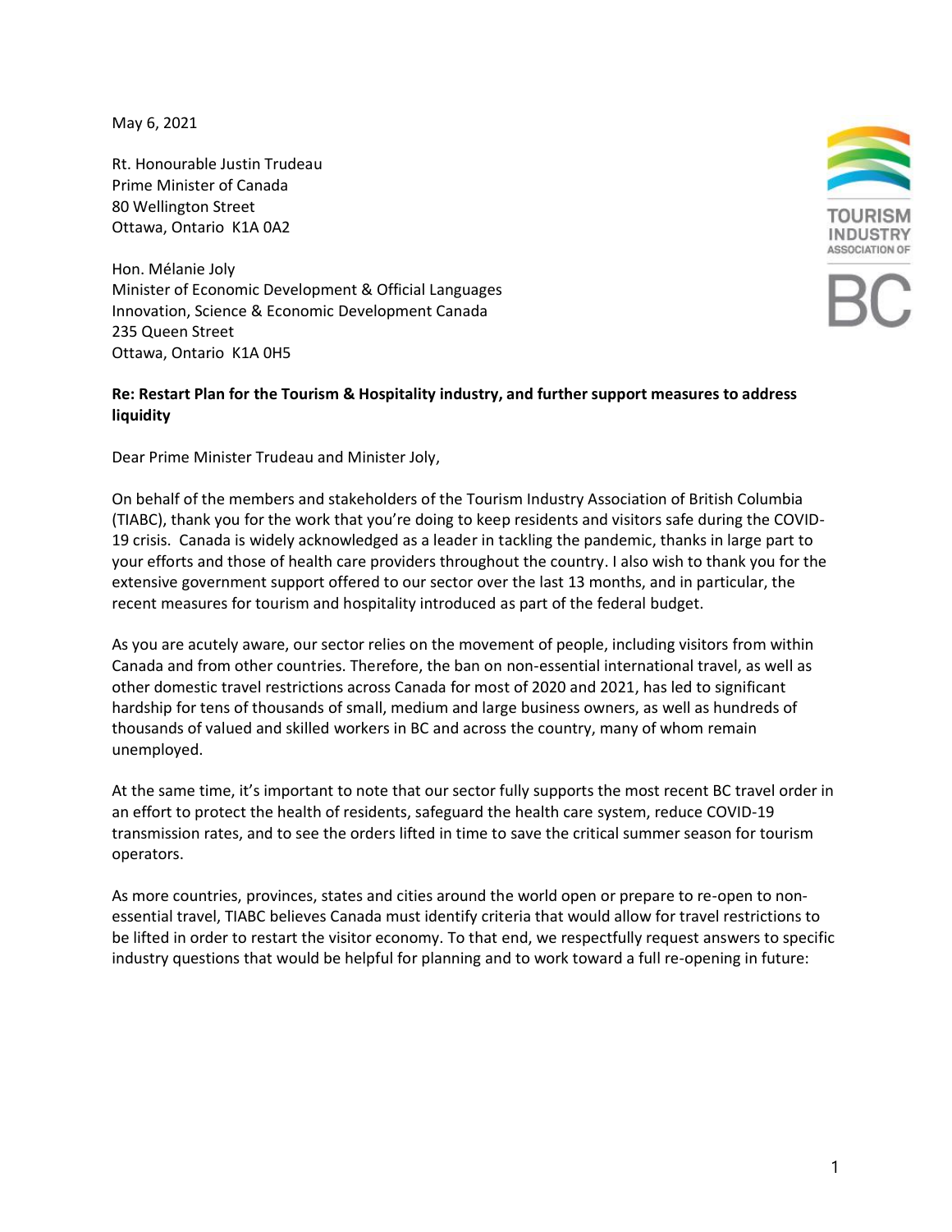May 6, 2021

Rt. Honourable Justin Trudeau
Prime Minister of Canada
80 Wellington Street
Ottawa, Ontario K1A 0A2

Hon. Mélanie Joly
Minister of Economic Development & Official Languages
Innovation, Science & Economic Development Canada
235 Queen Street
Ottawa, Ontario K1A 0H5

TOURISM INDUSTRY ASSOCIATION OF BC

**Re: Restart Plan for the Tourism & Hospitality industry, and further support measures to address liquidity**

Dear Prime Minister Trudeau and Minister Joly,

On behalf of the members and stakeholders of the Tourism Industry Association of British Columbia (TIABC), thank you for the work that you're doing to keep residents and visitors safe during the COVID-19 crisis. Canada is widely acknowledged as a leader in tackling the pandemic, thanks in large part to your efforts and those of health care providers throughout the country. I also wish to thank you for the extensive government support offered to our sector over the last 13 months, and in particular, the recent measures for tourism and hospitality introduced as part of the federal budget.

As you are acutely aware, our sector relies on the movement of people, including visitors from within Canada and from other countries. Therefore, the ban on non-essential international travel, as well as other domestic travel restrictions across Canada for most of 2020 and 2021, has led to significant hardship for tens of thousands of small, medium and large business owners, as well as hundreds of thousands of valued and skilled workers in BC and across the country, many of whom remain unemployed.

At the same time, it's important to note that our sector fully supports the most recent BC travel order in an effort to protect the health of residents, safeguard the health care system, reduce COVID-19 transmission rates, and to see the orders lifted in time to save the critical summer season for tourism operators.

As more countries, provinces, states and cities around the world open or prepare to re-open to non-essential travel, TIABC believes Canada must identify criteria that would allow for travel restrictions to be lifted in order to restart the visitor economy. To that end, we respectfully request answers to specific industry questions that would be helpful for planning and to work toward a full re-opening in future: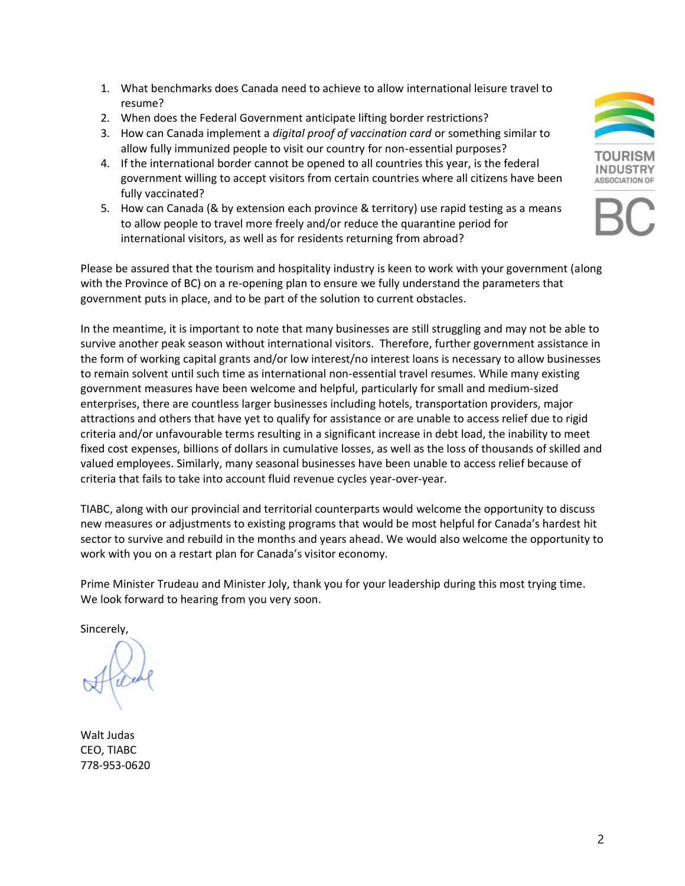1. What benchmarks does Canada need to achieve to allow international leisure travel to resume?
2. When does the Federal Government anticipate lifting border restrictions?
3. How can Canada implement a *digital proof of vaccination card* or something similar to allow fully immunized people to visit our country for non-essential purposes?
4. If the international border cannot be opened to all countries this year, is the federal government willing to accept visitors from certain countries where all citizens have been fully vaccinated?
5. How can Canada (& by extension each province & territory) use rapid testing as a means to allow people to travel more freely and/or reduce the quarantine period for international visitors, as well as for residents returning from abroad?

Please be assured that the tourism and hospitality industry is keen to work with your government (along with the Province of BC) on a re-opening plan to ensure we fully understand the parameters that government puts in place, and to be part of the solution to current obstacles.

In the meantime, it is important to note that many businesses are still struggling and may not be able to survive another peak season without international visitors. Therefore, further government assistance in the form of working capital grants and/or low interest/no interest loans is necessary to allow businesses to remain solvent until such time as international non-essential travel resumes. While many existing government measures have been welcome and helpful, particularly for small and medium-sized enterprises, there are countless larger businesses including hotels, transportation providers, major attractions and others that have yet to qualify for assistance or are unable to access relief due to rigid criteria and/or unfavourable terms resulting in a significant increase in debt load, the inability to meet fixed cost expenses, billions of dollars in cumulative losses, as well as the loss of thousands of skilled and valued employees. Similarly, many seasonal businesses have been unable to access relief because of criteria that fails to take into account fluid revenue cycles year-over-year.

TIABC, along with our provincial and territorial counterparts would welcome the opportunity to discuss new measures or adjustments to existing programs that would be most helpful for Canada's hardest hit sector to survive and rebuild in the months and years ahead. We would also welcome the opportunity to work with you on a restart plan for Canada's visitor economy.

Prime Minister Trudeau and Minister Joly, thank you for your leadership during this most trying time. We look forward to hearing from you very soon.

Sincerely,

Walt Judas
CEO, TIABC
778-953-0620